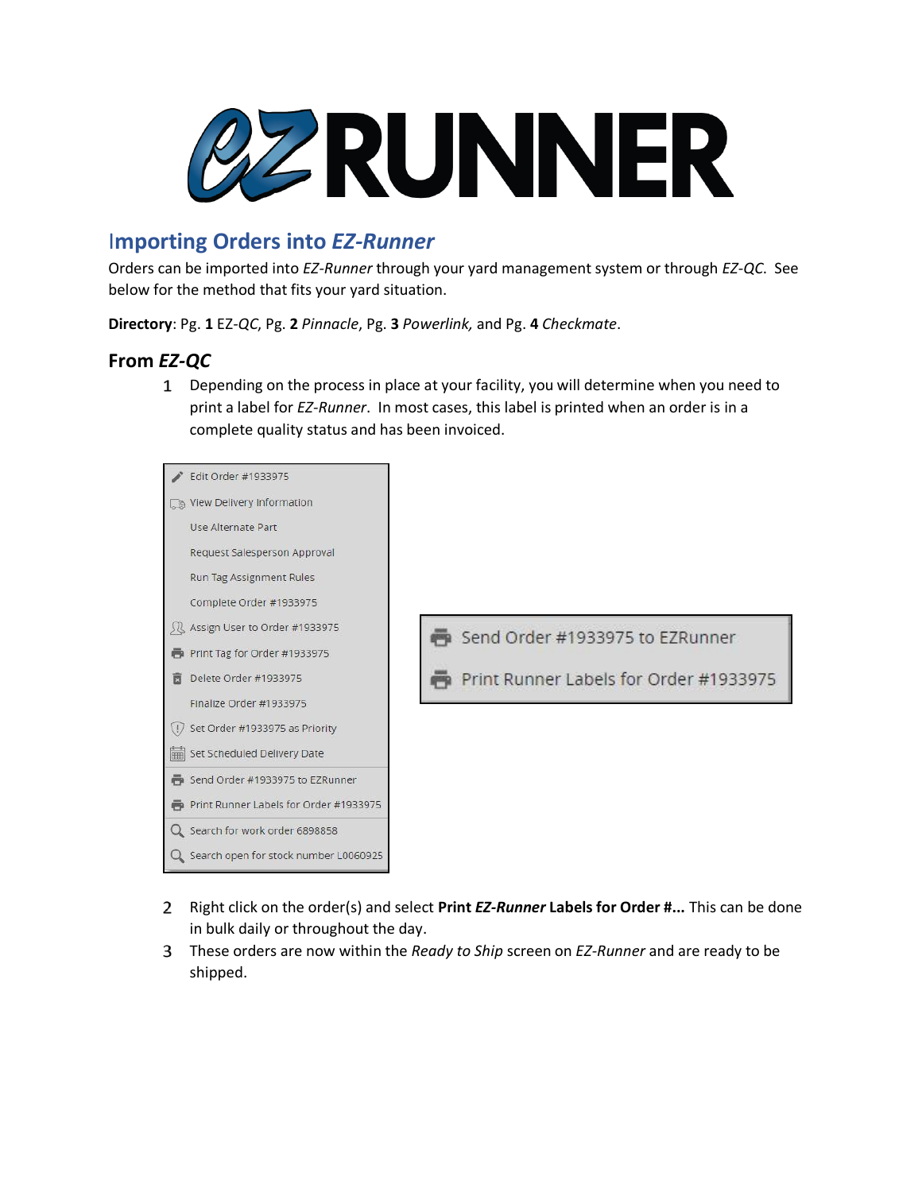# EZ RUNNER

## Importing Orders into *EZ-Runner*

Orders can be imported into *EZ-Runner* through your yard management system or through *EZ-QC*. See below for the method that fits your yard situation.

**Directory**: Pg. **1** EZ-*QC*, Pg. **2** *Pinnacle*, Pg. **3** *Powerlink,* and Pg. **4** *Checkmate*.

### From *EZ-QC*

1. Depending on the process in place at your facility, you will determine when you need to print a label for *EZ-Runner*. In most cases, this label is printed when an order is in a complete quality status and has been invoiced.

- Edit Order #1933975
- View Delivery Information
- Use Alternate Part
- Request Salesperson Approval
- Run Tag Assignment Rules
- Complete Order #1933975
- Assign User to Order #1933975
- Print Tag for Order #1933975
- Delete Order #1933975
- Finalize Order #1933975
- Set Order #1933975 as Priority
- Set Scheduled Delivery Date
- Send Order #1933975 to EZRunner
- Print Runner Labels for Order #1933975
- Search for work order 6898858
- Search open for stock number L0060925

- Send Order #1933975 to EZRunner
- Print Runner Labels for Order #1933975

2. Right click on the order(s) and select **Print *EZ-Runner* Labels for Order #...** This can be done in bulk daily or throughout the day.
3. These orders are now within the *Ready to Ship* screen on *EZ-Runner* and are ready to be shipped.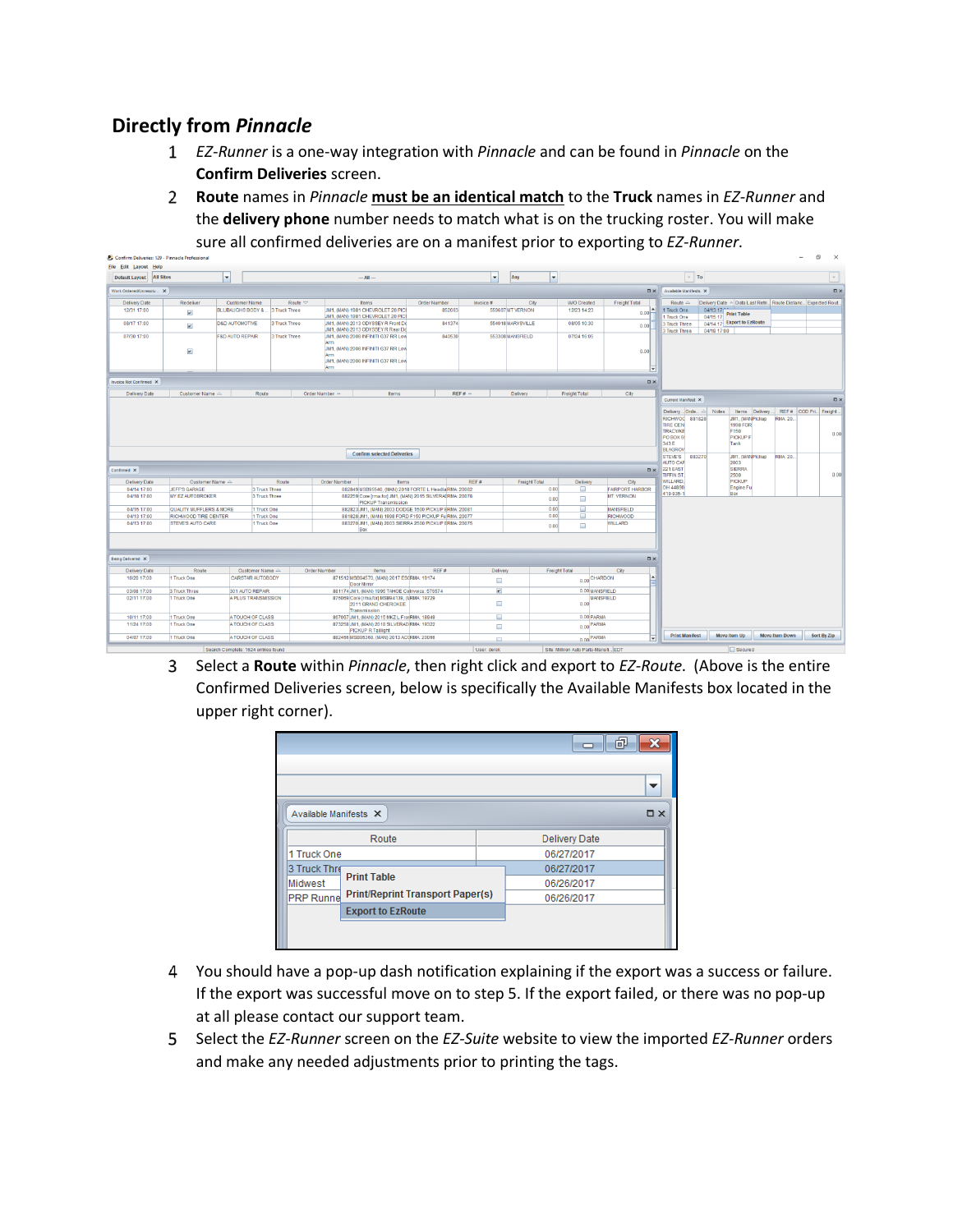## Directly from *Pinnacle*

1. *EZ-Runner* is a one-way integration with *Pinnacle* and can be found in *Pinnacle* on the **Confirm Deliveries** screen.
2. **Route** names in *Pinnacle* **must be an identical match** to the **Truck** names in *EZ-Runner* and the **delivery phone** number needs to match what is on the trucking roster. You will make sure all confirmed deliveries are on a manifest prior to exporting to *EZ-Runner*.
3. Select a **Route** within *Pinnacle*, then right click and export to *EZ-Route*. (Above is the entire Confirmed Deliveries screen, below is specifically the Available Manifests box located in the upper right corner).
4. You should have a pop-up dash notification explaining if the export was a success or failure. If the export was successful move on to step 5. If the export failed, or there was no pop-up at all please contact our support team.
5. Select the *EZ-Runner* screen on the *EZ-Suite* website to view the imported *EZ-Runner* orders and make any needed adjustments prior to printing the tags.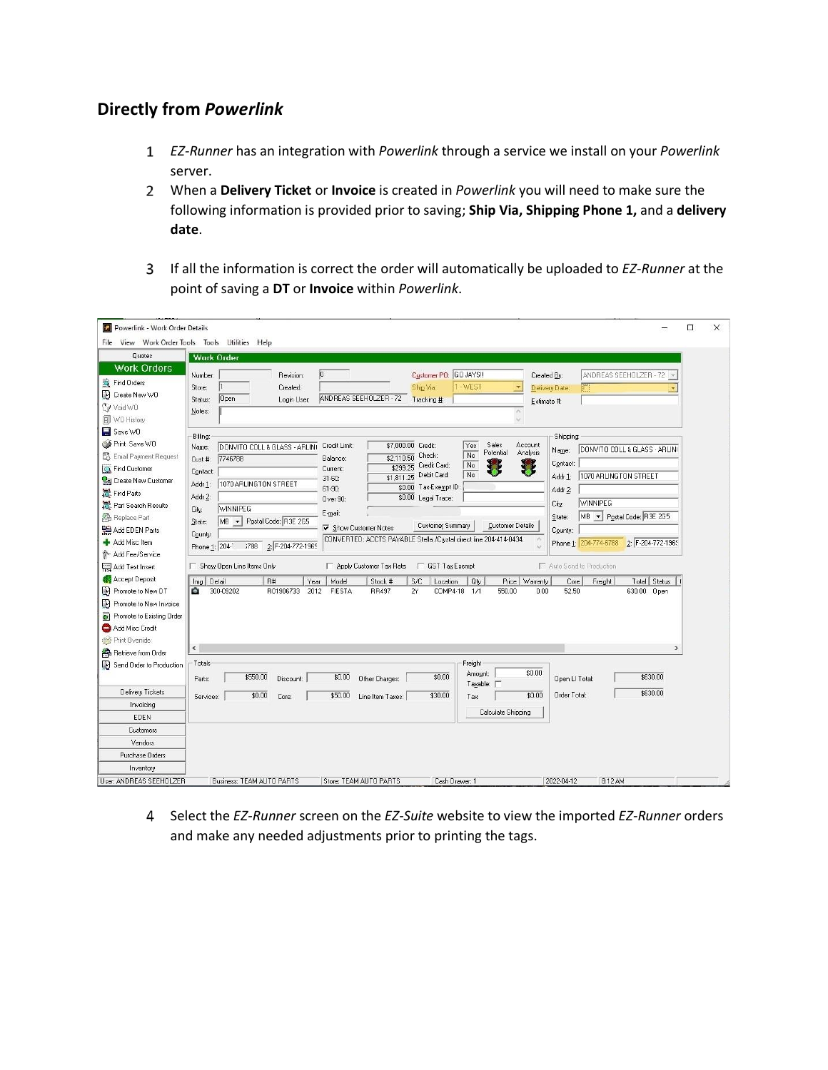## Directly from *Powerlink*

1. *EZ-Runner* has an integration with *Powerlink* through a service we install on your *Powerlink* server.
2. When a **Delivery Ticket** or **Invoice** is created in *Powerlink* you will need to make sure the following information is provided prior to saving; **Ship Via, Shipping Phone 1,** and a **delivery date**.
3. If all the information is correct the order will automatically be uploaded to *EZ-Runner* at the point of saving a **DT** or **Invoice** within *Powerlink*.
4. Select the *EZ-Runner* screen on the *EZ-Suite* website to view the imported *EZ-Runner* orders and make any needed adjustments prior to printing the tags.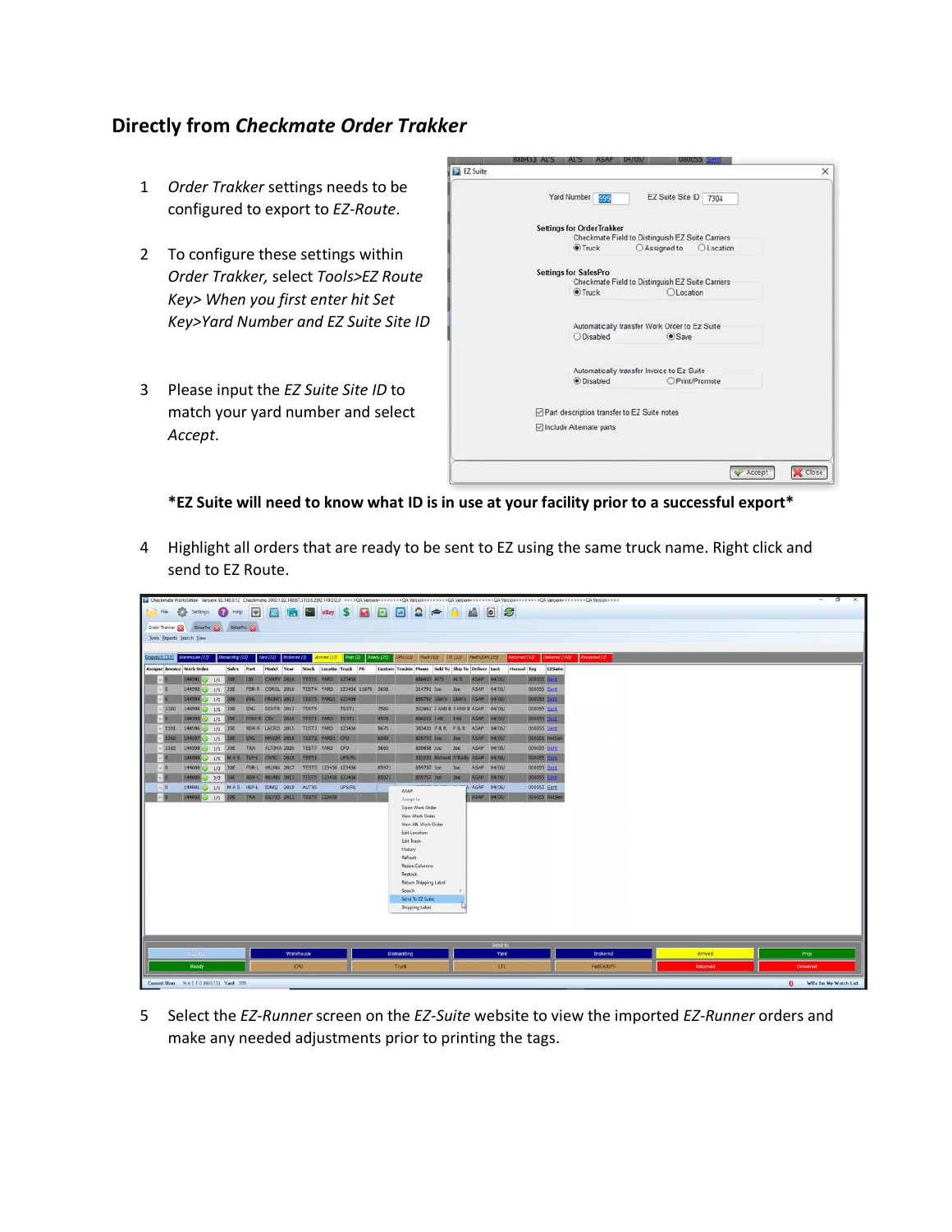## Directly from *Checkmate Order Trakker*

1. *Order Trakker* settings needs to be configured to export to *EZ-Route*.

2. To configure these settings within *Order Trakker,* select *Tools>EZ Route Key> When you first enter hit Set Key>Yard Number and EZ Suite Site ID*

3. Please input the *EZ Suite Site ID* to match your yard number and select *Accept*.

**\*EZ Suite will need to know what ID is in use at your facility prior to a successful export\***

4. Highlight all orders that are ready to be sent to EZ using the same truck name. Right click and send to EZ Route.

5. Select the *EZ-Runner* screen on the *EZ-Suite* website to view the imported *EZ-Runner* orders and make any needed adjustments prior to printing the tags.